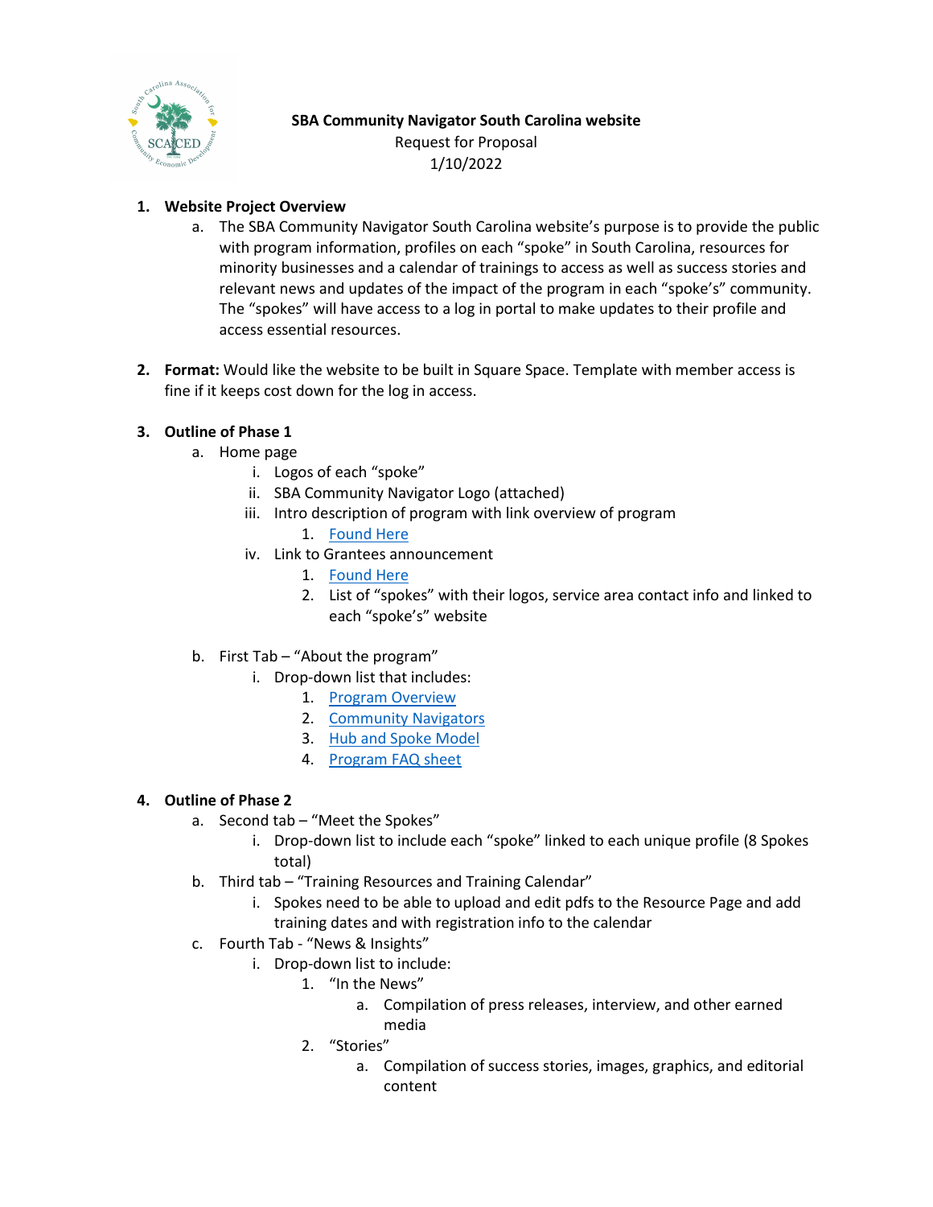**SBA Community Navigator South Carolina website**
Request for Proposal
1/10/2022

1. **Website Project Overview**
   a. The SBA Community Navigator South Carolina website's purpose is to provide the public with program information, profiles on each "spoke" in South Carolina, resources for minority businesses and a calendar of trainings to access as well as success stories and relevant news and updates of the impact of the program in each "spoke's" community. The "spokes" will have access to a log in portal to make updates to their profile and access essential resources.

2. **Format:** Would like the website to be built in Square Space. Template with member access is fine if it keeps cost down for the log in access.

3. **Outline of Phase 1**
   a. Home page
      i. Logos of each "spoke"
      ii. SBA Community Navigator Logo (attached)
      iii. Intro description of program with link overview of program
         1. Found Here
      iv. Link to Grantees announcement
         1. Found Here
         2. List of "spokes" with their logos, service area contact info and linked to each "spoke's" website

   b. First Tab – "About the program"
      i. Drop-down list that includes:
         1. Program Overview
         2. Community Navigators
         3. Hub and Spoke Model
         4. Program FAQ sheet

4. **Outline of Phase 2**
   a. Second tab – "Meet the Spokes"
      i. Drop-down list to include each "spoke" linked to each unique profile (8 Spokes total)
   b. Third tab – "Training Resources and Training Calendar"
      i. Spokes need to be able to upload and edit pdfs to the Resource Page and add training dates and with registration info to the calendar
   c. Fourth Tab - "News & Insights"
      i. Drop-down list to include:
         1. "In the News"
            a. Compilation of press releases, interview, and other earned media
         2. "Stories"
            a. Compilation of success stories, images, graphics, and editorial content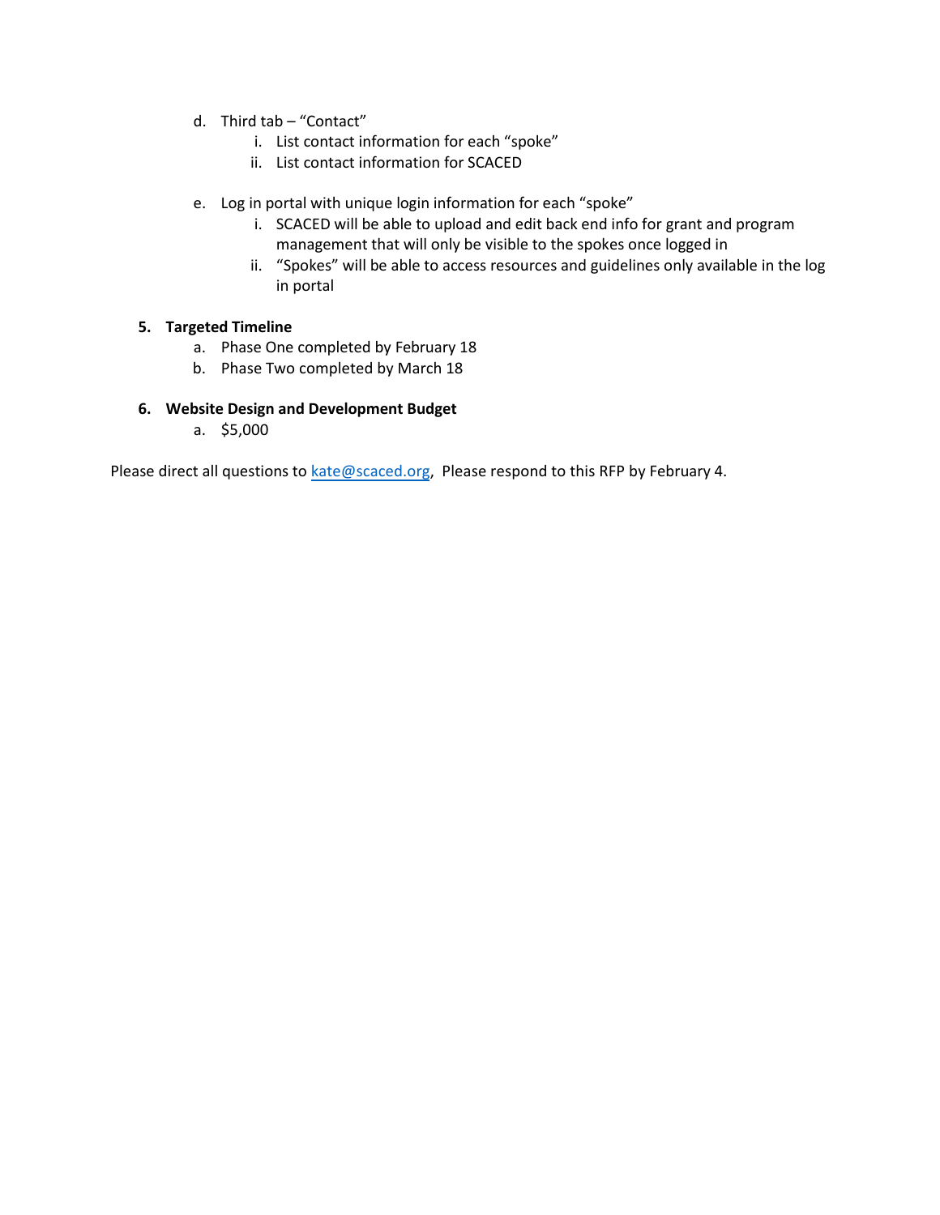d. Third tab – "Contact"
   i. List contact information for each "spoke"
   ii. List contact information for SCACED

e. Log in portal with unique login information for each "spoke"
   i. SCACED will be able to upload and edit back end info for grant and program management that will only be visible to the spokes once logged in
   ii. "Spokes" will be able to access resources and guidelines only available in the log in portal

**5. Targeted Timeline**

a. Phase One completed by February 18
b. Phase Two completed by March 18

**6. Website Design and Development Budget**

a. $5,000

Please direct all questions to kate@scaced.org, Please respond to this RFP by February 4.